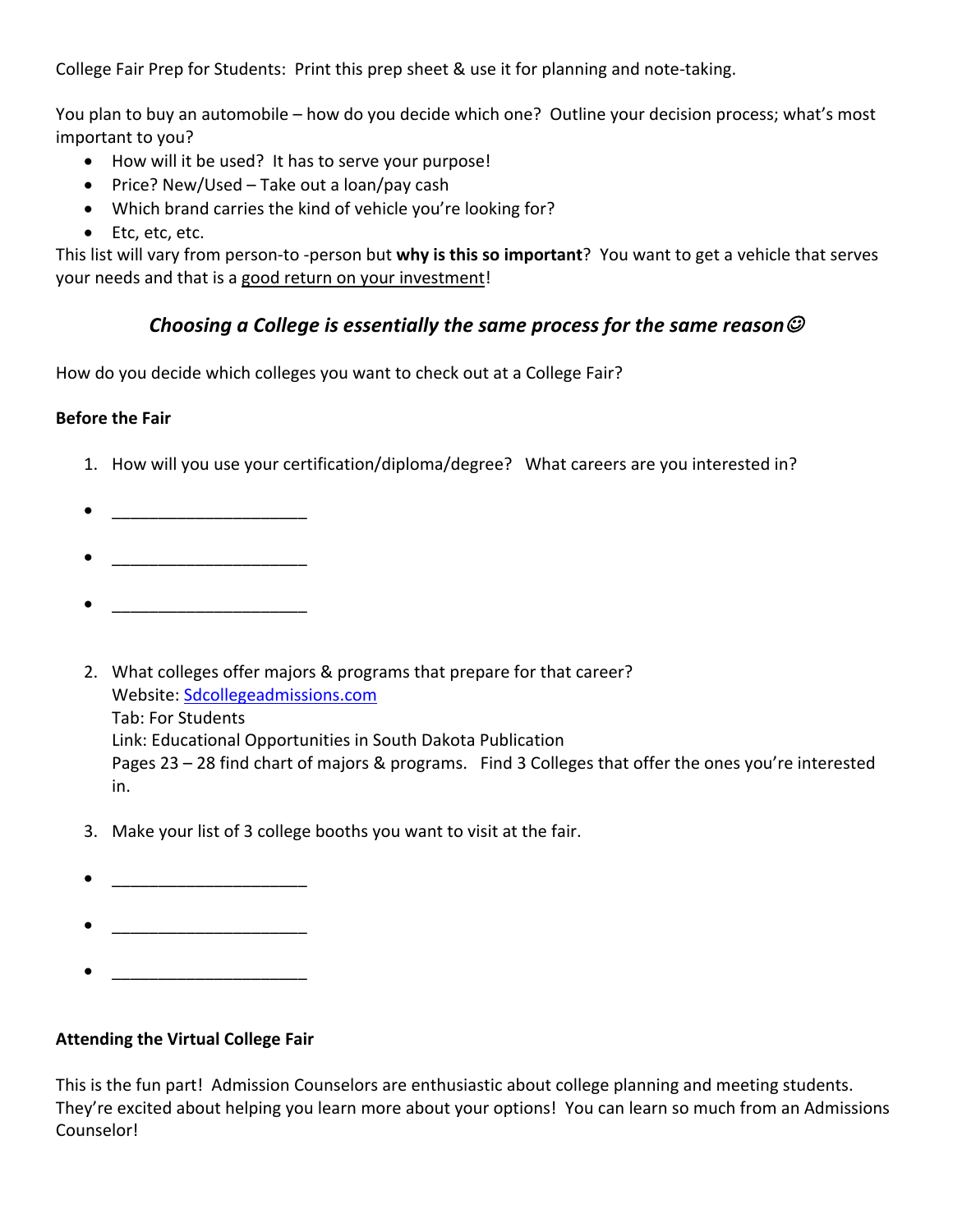College Fair Prep for Students: Print this prep sheet & use it for planning and note-taking.

You plan to buy an automobile – how do you decide which one? Outline your decision process; what's most important to you?

- How will it be used? It has to serve your purpose!
- Price? New/Used – Take out a loan/pay cash
- Which brand carries the kind of vehicle you're looking for?
- Etc, etc, etc.

This list will vary from person-to -person but **why is this so important**? You want to get a vehicle that serves your needs and that is a <u>good return on your investment</u>!

***Choosing a College is essentially the same process for the same reason☺***

How do you decide which colleges you want to check out at a College Fair?

**Before the Fair**

1. How will you use your certification/diploma/degree? What careers are you interested in?

- ______________________
- ______________________
- ______________________

2. What colleges offer majors & programs that prepare for that career?
   Website: [Sdcollegeadmissions.com](Sdcollegeadmissions.com)
   Tab: For Students
   Link: Educational Opportunities in South Dakota Publication
   Pages 23 – 28 find chart of majors & programs. Find 3 Colleges that offer the ones you're interested in.

3. Make your list of 3 college booths you want to visit at the fair.

- ______________________
- ______________________
- ______________________

**Attending the Virtual College Fair**

This is the fun part! Admission Counselors are enthusiastic about college planning and meeting students. They're excited about helping you learn more about your options! You can learn so much from an Admissions Counselor!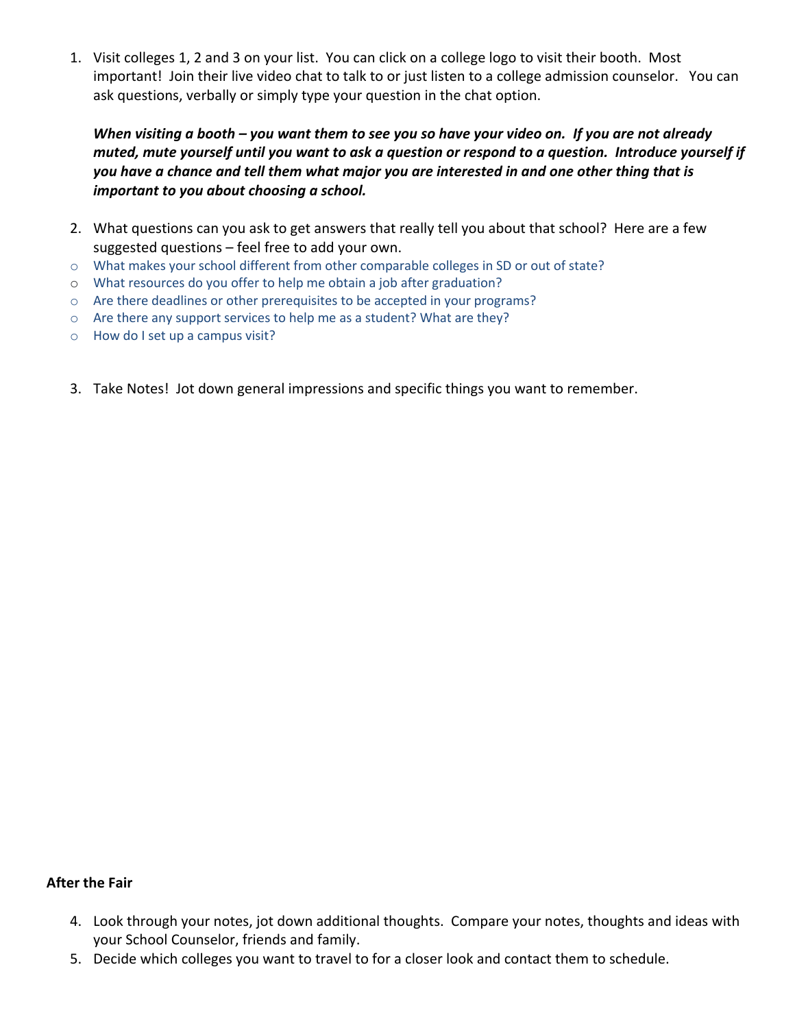1. Visit colleges 1, 2 and 3 on your list. You can click on a college logo to visit their booth. Most important! Join their live video chat to talk to or just listen to a college admission counselor. You can ask questions, verbally or simply type your question in the chat option.

   ***When visiting a booth – you want them to see you so have your video on. If you are not already muted, mute yourself until you want to ask a question or respond to a question. Introduce yourself if you have a chance and tell them what major you are interested in and one other thing that is important to you about choosing a school.***

2. What questions can you ask to get answers that really tell you about that school? Here are a few suggested questions – feel free to add your own.

- What makes your school different from other comparable colleges in SD or out of state?
- What resources do you offer to help me obtain a job after graduation?
- Are there deadlines or other prerequisites to be accepted in your programs?
- Are there any support services to help me as a student? What are they?
- How do I set up a campus visit?

3. Take Notes! Jot down general impressions and specific things you want to remember.

**After the Fair**

4. Look through your notes, jot down additional thoughts. Compare your notes, thoughts and ideas with your School Counselor, friends and family.
5. Decide which colleges you want to travel to for a closer look and contact them to schedule.